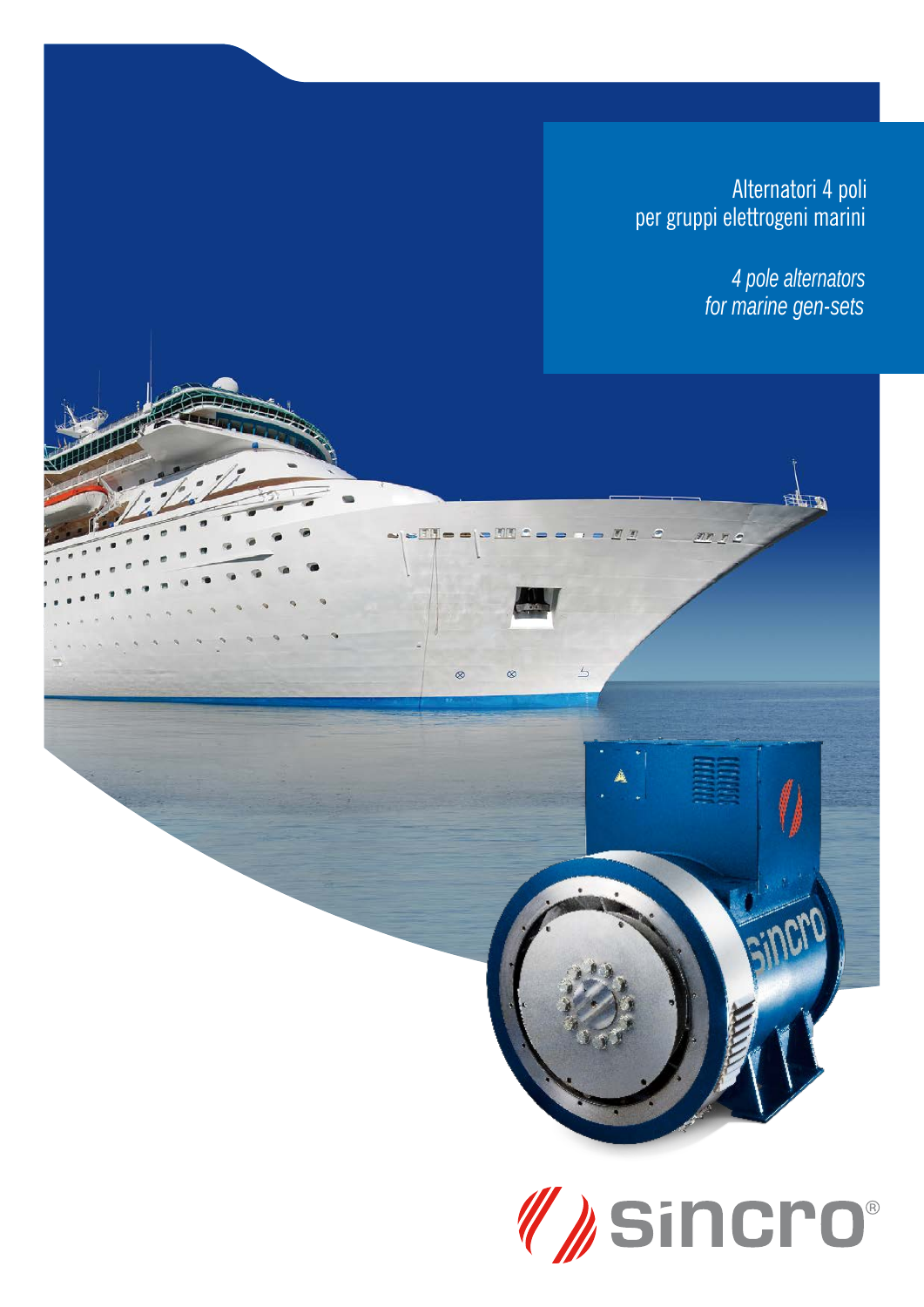Alternatori 4 poli
per gruppi elettrogeni marini

*4 pole alternators*
*for marine gen-sets*

sincro®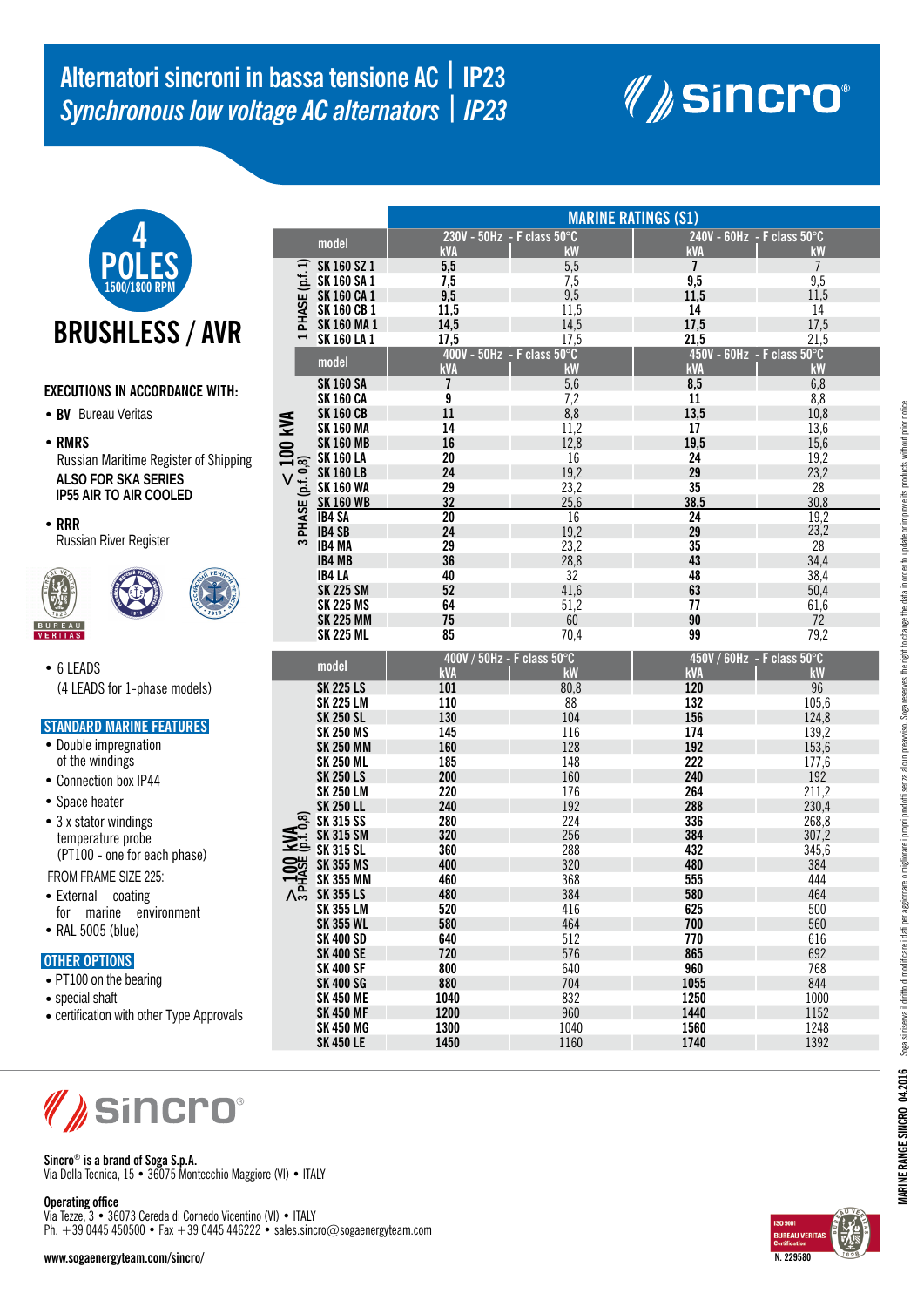# Alternatori sincroni in bassa tensione AC | IP23
## *Synchronous low voltage AC alternators | IP23*

sincro®

# 4 POLES
1500/1800 RPM

# BRUSHLESS / AVR

**EXECUTIONS IN ACCORDANCE WITH:**

- **BV** Bureau Veritas
- **RMRS**
  Russian Maritime Register of Shipping
  **ALSO FOR SKA SERIES**
  **IP55 AIR TO AIR COOLED**
- **RRR**
  Russian River Register

- 6 LEADS
  (4 LEADS for 1-phase models)

**STANDARD MARINE FEATURES**

- Double impregnation of the windings
- Connection box IP44
- Space heater
- 3 x stator windings temperature probe (PT100 - one for each phase)

FROM FRAME SIZE 225:

- External coating for marine environment
- RAL 5005 (blue)

**OTHER OPTIONS**

- PT100 on the bearing
- special shaft
- certification with other Type Approvals

**MARINE RATINGS (S1)**

| | model | 230V - 50Hz - F class 50°C kVA | kW | 240V - 60Hz - F class 50°C kVA | kW |
|---|---|---|---|---|---|
| < 100 kVA, 1 PHASE (p.f. 1) | SK 160 SZ 1 | 5,5 | 5,5 | 7 | 7 |
| | SK 160 SA 1 | 7,5 | 7,5 | 9,5 | 9,5 |
| | SK 160 CA 1 | 9,5 | 9,5 | 11,5 | 11,5 |
| | SK 160 CB 1 | 11,5 | 11,5 | 14 | 14 |
| | SK 160 MA 1 | 14,5 | 14,5 | 17,5 | 17,5 |
| | SK 160 LA 1 | 17,5 | 17,5 | 21,5 | 21,5 |
| | **model** | **400V - 50Hz - F class 50°C kVA** | **kW** | **450V - 60Hz - F class 50°C kVA** | **kW** |
| < 100 kVA, 3 PHASE (p.f. 0,8) | SK 160 SA | 7 | 5,6 | 8,5 | 6,8 |
| | SK 160 CA | 9 | 7,2 | 11 | 8,8 |
| | SK 160 CB | 11 | 8,8 | 13,5 | 10,8 |
| | SK 160 MA | 14 | 11,2 | 17 | 13,6 |
| | SK 160 MB | 16 | 12,8 | 19,5 | 15,6 |
| | SK 160 LA | 20 | 16 | 24 | 19,2 |
| | SK 160 LB | 24 | 19,2 | 29 | 23,2 |
| | SK 160 WA | 29 | 23,2 | 35 | 28 |
| | SK 160 WB | 32 | 25,6 | 38,5 | 30,8 |
| | IB4 SA | 20 | 16 | 24 | 19,2 |
| | IB4 SB | 24 | 19,2 | 29 | 23,2 |
| | IB4 MA | 29 | 23,2 | 35 | 28 |
| | IB4 MB | 36 | 28,8 | 43 | 34,4 |
| | IB4 LA | 40 | 32 | 48 | 38,4 |
| | SK 225 SM | 52 | 41,6 | 63 | 50,4 |
| | SK 225 MS | 64 | 51,2 | 77 | 61,6 |
| | SK 225 MM | 75 | 60 | 90 | 72 |
| | SK 225 ML | 85 | 70,4 | 99 | 79,2 |

| | model | 400V / 50Hz - F class 50°C kVA | kW | 450V / 60Hz - F class 50°C kVA | kW |
|---|---|---|---|---|---|
| ≥ 100 kVA, 3 PHASE (p.f. 0,8) | SK 225 LS | 101 | 80,8 | 120 | 96 |
| | SK 225 LM | 110 | 88 | 132 | 105,6 |
| | SK 250 SL | 130 | 104 | 156 | 124,8 |
| | SK 250 MS | 145 | 116 | 174 | 139,2 |
| | SK 250 MM | 160 | 128 | 192 | 153,6 |
| | SK 250 ML | 185 | 148 | 222 | 177,6 |
| | SK 250 LS | 200 | 160 | 240 | 192 |
| | SK 250 LM | 220 | 176 | 264 | 211,2 |
| | SK 250 LL | 240 | 192 | 288 | 230,4 |
| | SK 315 SS | 280 | 224 | 336 | 268,8 |
| | SK 315 SM | 320 | 256 | 384 | 307,2 |
| | SK 315 SL | 360 | 288 | 432 | 345,6 |
| | SK 355 MS | 400 | 320 | 480 | 384 |
| | SK 355 MM | 460 | 368 | 555 | 444 |
| | SK 355 LS | 480 | 384 | 580 | 464 |
| | SK 355 LM | 520 | 416 | 625 | 500 |
| | SK 355 WL | 580 | 464 | 700 | 560 |
| | SK 400 SD | 640 | 512 | 770 | 616 |
| | SK 400 SE | 720 | 576 | 865 | 692 |
| | SK 400 SF | 800 | 640 | 960 | 768 |
| | SK 400 SG | 880 | 704 | 1055 | 844 |
| | SK 450 ME | 1040 | 832 | 1250 | 1000 |
| | SK 450 MF | 1200 | 960 | 1440 | 1152 |
| | SK 450 MG | 1300 | 1040 | 1560 | 1248 |
| | SK 450 LE | 1450 | 1160 | 1740 | 1392 |

Soga si riserva il diritto di modificare i dati per aggiornare o migliorare i propri prodotti senza alcun preavviso. Soga reserves the right to change the data in order to update or improve its products without prior notice

MARINE RANGE SINCRO 04.2016

sincro®

**Sincro® is a brand of Soga S.p.A.**
Via Della Tecnica, 15 • 36075 Montecchio Maggiore (VI) • ITALY

**Operating office**
Via Tezze, 3 • 36073 Cereda di Cornedo Vicentino (VI) • ITALY
Ph. +39 0445 450500 • Fax +39 0445 446222 • sales.sincro@sogaenergyteam.com

**www.sogaenergyteam.com/sincro/**

ISO 9001 BUREAU VERITAS Certification N. 229580